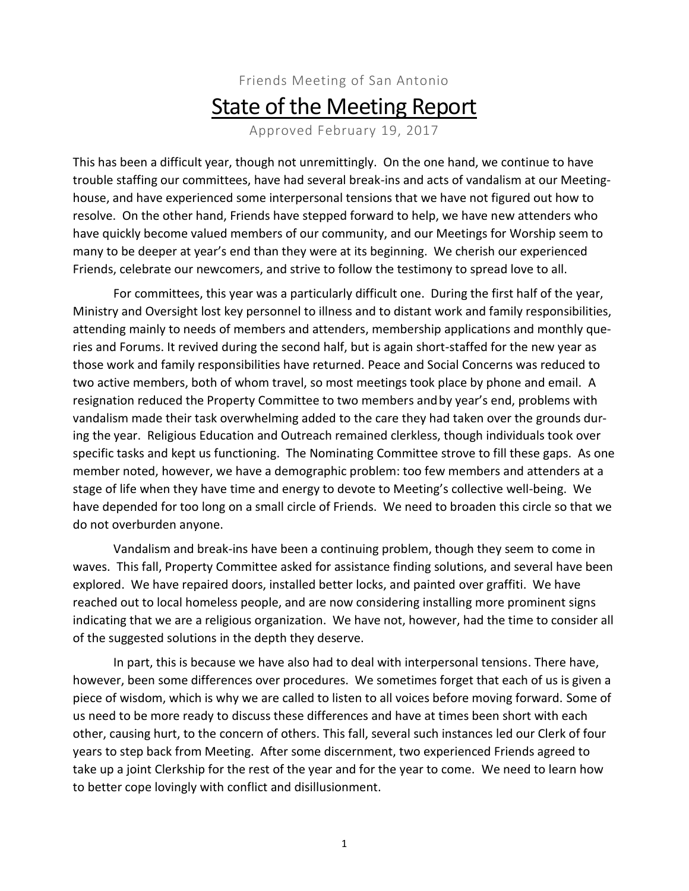Friends Meeting of San Antonio

# State of the Meeting Report

Approved February 19, 2017

This has been a difficult year, though not unremittingly. On the one hand, we continue to have trouble staffing our committees, have had several break-ins and acts of vandalism at our Meeting-house, and have experienced some interpersonal tensions that we have not figured out how to resolve. On the other hand, Friends have stepped forward to help, we have new attenders who have quickly become valued members of our community, and our Meetings for Worship seem to many to be deeper at year's end than they were at its beginning. We cherish our experienced Friends, celebrate our newcomers, and strive to follow the testimony to spread love to all.

For committees, this year was a particularly difficult one. During the first half of the year, Ministry and Oversight lost key personnel to illness and to distant work and family responsibilities, attending mainly to needs of members and attenders, membership applications and monthly queries and Forums. It revived during the second half, but is again short-staffed for the new year as those work and family responsibilities have returned. Peace and Social Concerns was reduced to two active members, both of whom travel, so most meetings took place by phone and email. A resignation reduced the Property Committee to two members and by year's end, problems with vandalism made their task overwhelming added to the care they had taken over the grounds during the year. Religious Education and Outreach remained clerkless, though individuals took over specific tasks and kept us functioning. The Nominating Committee strove to fill these gaps. As one member noted, however, we have a demographic problem: too few members and attenders at a stage of life when they have time and energy to devote to Meeting's collective well-being. We have depended for too long on a small circle of Friends. We need to broaden this circle so that we do not overburden anyone.

Vandalism and break-ins have been a continuing problem, though they seem to come in waves. This fall, Property Committee asked for assistance finding solutions, and several have been explored. We have repaired doors, installed better locks, and painted over graffiti. We have reached out to local homeless people, and are now considering installing more prominent signs indicating that we are a religious organization. We have not, however, had the time to consider all of the suggested solutions in the depth they deserve.

In part, this is because we have also had to deal with interpersonal tensions. There have, however, been some differences over procedures. We sometimes forget that each of us is given a piece of wisdom, which is why we are called to listen to all voices before moving forward. Some of us need to be more ready to discuss these differences and have at times been short with each other, causing hurt, to the concern of others. This fall, several such instances led our Clerk of four years to step back from Meeting. After some discernment, two experienced Friends agreed to take up a joint Clerkship for the rest of the year and for the year to come. We need to learn how to better cope lovingly with conflict and disillusionment.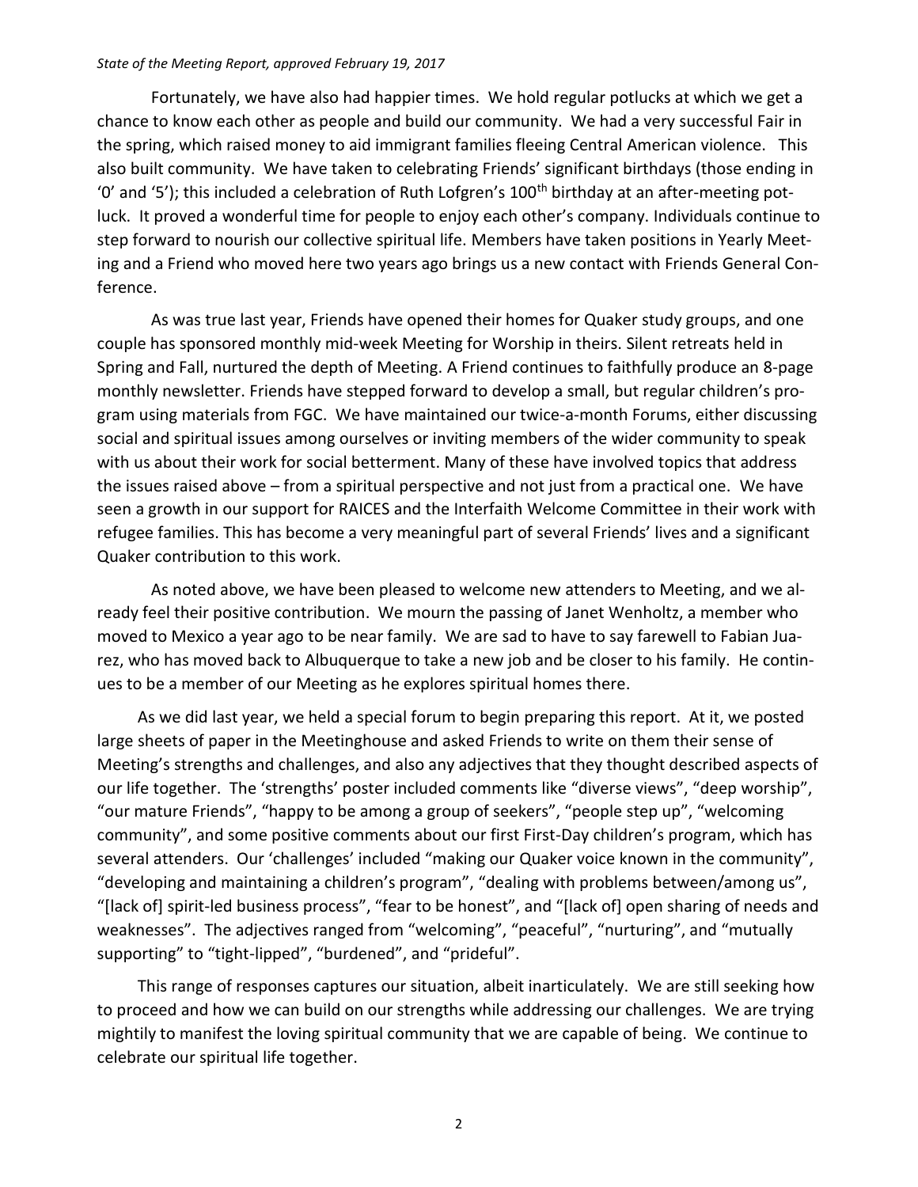Fortunately, we have also had happier times. We hold regular potlucks at which we get a chance to know each other as people and build our community. We had a very successful Fair in the spring, which raised money to aid immigrant families fleeing Central American violence. This also built community. We have taken to celebrating Friends' significant birthdays (those ending in '0' and '5'); this included a celebration of Ruth Lofgren's 100th birthday at an after-meeting potluck. It proved a wonderful time for people to enjoy each other's company. Individuals continue to step forward to nourish our collective spiritual life. Members have taken positions in Yearly Meeting and a Friend who moved here two years ago brings us a new contact with Friends General Conference.

As was true last year, Friends have opened their homes for Quaker study groups, and one couple has sponsored monthly mid-week Meeting for Worship in theirs. Silent retreats held in Spring and Fall, nurtured the depth of Meeting. A Friend continues to faithfully produce an 8-page monthly newsletter. Friends have stepped forward to develop a small, but regular children's program using materials from FGC. We have maintained our twice-a-month Forums, either discussing social and spiritual issues among ourselves or inviting members of the wider community to speak with us about their work for social betterment. Many of these have involved topics that address the issues raised above – from a spiritual perspective and not just from a practical one. We have seen a growth in our support for RAICES and the Interfaith Welcome Committee in their work with refugee families. This has become a very meaningful part of several Friends' lives and a significant Quaker contribution to this work.

As noted above, we have been pleased to welcome new attenders to Meeting, and we already feel their positive contribution. We mourn the passing of Janet Wenholtz, a member who moved to Mexico a year ago to be near family. We are sad to have to say farewell to Fabian Juarez, who has moved back to Albuquerque to take a new job and be closer to his family. He continues to be a member of our Meeting as he explores spiritual homes there.

As we did last year, we held a special forum to begin preparing this report. At it, we posted large sheets of paper in the Meetinghouse and asked Friends to write on them their sense of Meeting's strengths and challenges, and also any adjectives that they thought described aspects of our life together. The 'strengths' poster included comments like "diverse views", "deep worship", "our mature Friends", "happy to be among a group of seekers", "people step up", "welcoming community", and some positive comments about our first First-Day children's program, which has several attenders. Our 'challenges' included "making our Quaker voice known in the community", "developing and maintaining a children's program", "dealing with problems between/among us", "[lack of] spirit-led business process", "fear to be honest", and "[lack of] open sharing of needs and weaknesses". The adjectives ranged from "welcoming", "peaceful", "nurturing", and "mutually supporting" to "tight-lipped", "burdened", and "prideful".

This range of responses captures our situation, albeit inarticulately. We are still seeking how to proceed and how we can build on our strengths while addressing our challenges. We are trying mightily to manifest the loving spiritual community that we are capable of being. We continue to celebrate our spiritual life together.